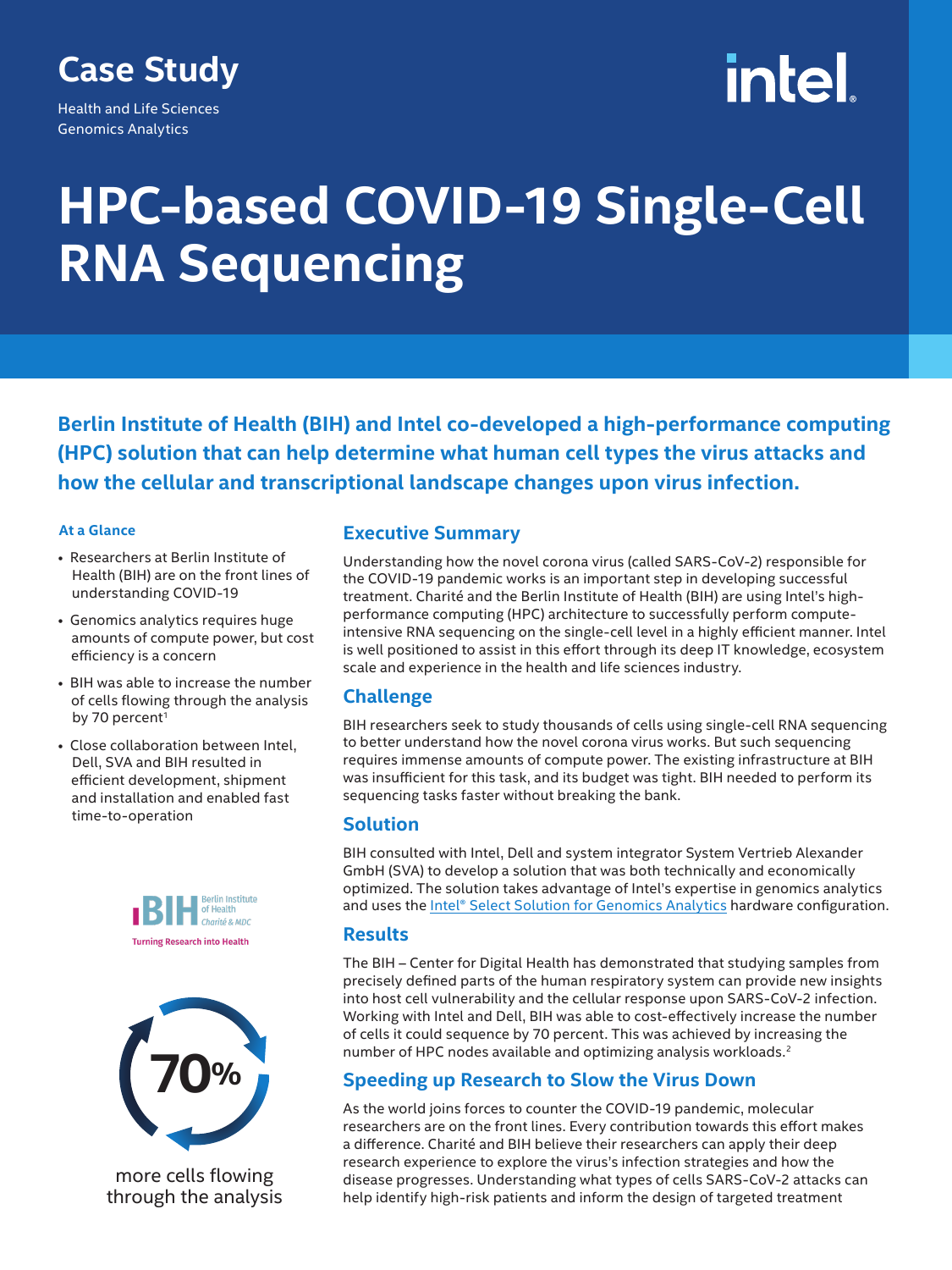Case Study

Health and Life Sciences
Genomics Analytics

# HPC-based COVID-19 Single-Cell RNA Sequencing

**Berlin Institute of Health (BIH) and Intel co-developed a high-performance computing (HPC) solution that can help determine what human cell types the virus attacks and how the cellular and transcriptional landscape changes upon virus infection.**

### At a Glance

- Researchers at Berlin Institute of Health (BIH) are on the front lines of understanding COVID-19
- Genomics analytics requires huge amounts of compute power, but cost efficiency is a concern
- BIH was able to increase the number of cells flowing through the analysis by 70 percent[1]
- Close collaboration between Intel, Dell, SVA and BIH resulted in efficient development, shipment and installation and enabled fast time-to-operation

BIH Berlin Institute of Health Charité & MDC
Turning Research into Health

**70%**
more cells flowing through the analysis

## Executive Summary

Understanding how the novel corona virus (called SARS-CoV-2) responsible for the COVID-19 pandemic works is an important step in developing successful treatment. Charité and the Berlin Institute of Health (BIH) are using Intel's high-performance computing (HPC) architecture to successfully perform compute-intensive RNA sequencing on the single-cell level in a highly efficient manner. Intel is well positioned to assist in this effort through its deep IT knowledge, ecosystem scale and experience in the health and life sciences industry.

## Challenge

BIH researchers seek to study thousands of cells using single-cell RNA sequencing to better understand how the novel corona virus works. But such sequencing requires immense amounts of compute power. The existing infrastructure at BIH was insufficient for this task, and its budget was tight. BIH needed to perform its sequencing tasks faster without breaking the bank.

## Solution

BIH consulted with Intel, Dell and system integrator System Vertrieb Alexander GmbH (SVA) to develop a solution that was both technically and economically optimized. The solution takes advantage of Intel's expertise in genomics analytics and uses the Intel® Select Solution for Genomics Analytics hardware configuration.

## Results

The BIH – Center for Digital Health has demonstrated that studying samples from precisely defined parts of the human respiratory system can provide new insights into host cell vulnerability and the cellular response upon SARS-CoV-2 infection. Working with Intel and Dell, BIH was able to cost-effectively increase the number of cells it could sequence by 70 percent. This was achieved by increasing the number of HPC nodes available and optimizing analysis workloads.[2]

## Speeding up Research to Slow the Virus Down

As the world joins forces to counter the COVID-19 pandemic, molecular researchers are on the front lines. Every contribution towards this effort makes a difference. Charité and BIH believe their researchers can apply their deep research experience to explore the virus's infection strategies and how the disease progresses. Understanding what types of cells SARS-CoV-2 attacks can help identify high-risk patients and inform the design of targeted treatment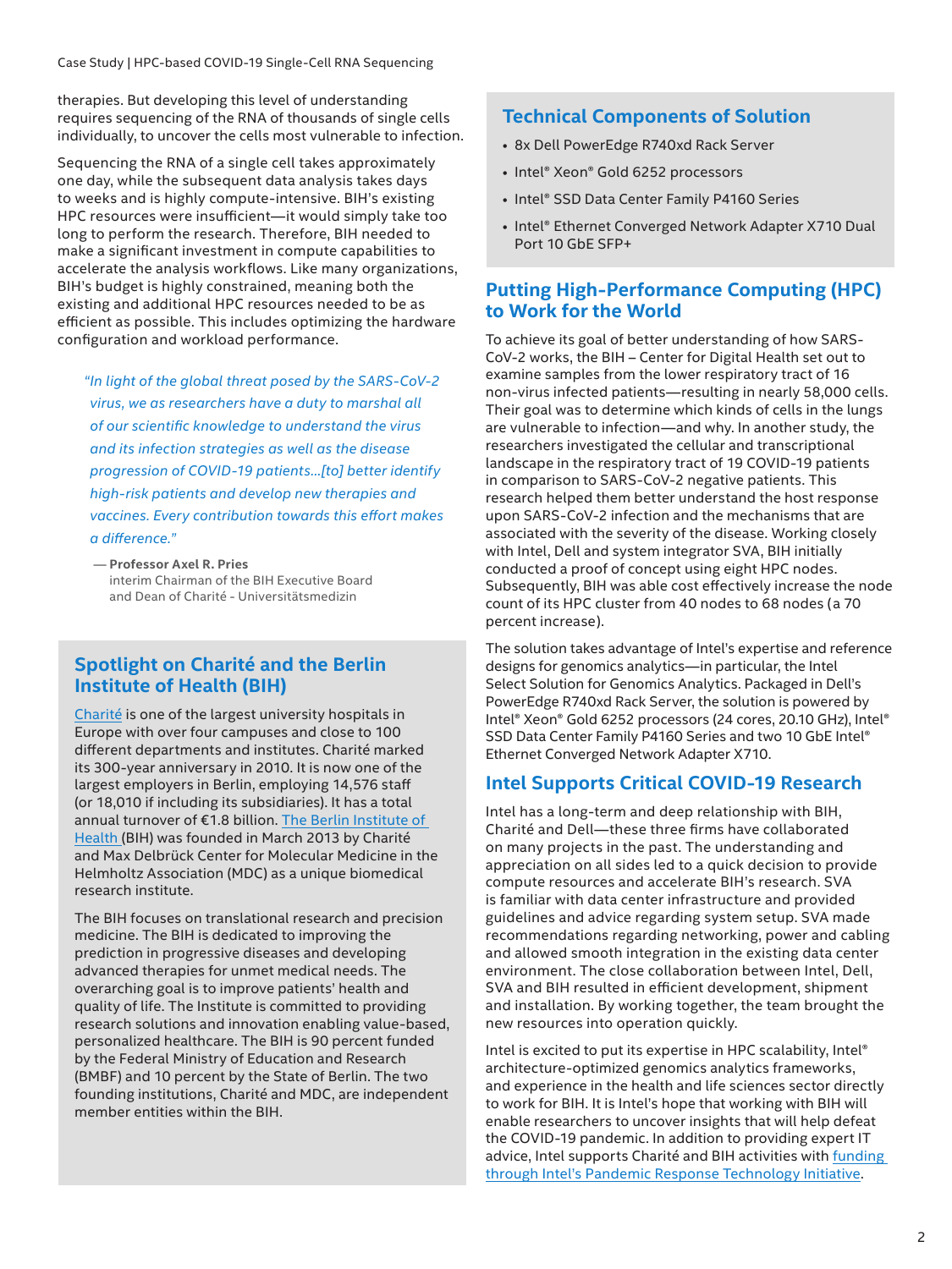therapies. But developing this level of understanding requires sequencing of the RNA of thousands of single cells individually, to uncover the cells most vulnerable to infection.

Sequencing the RNA of a single cell takes approximately one day, while the subsequent data analysis takes days to weeks and is highly compute-intensive. BIH's existing HPC resources were insufficient—it would simply take too long to perform the research. Therefore, BIH needed to make a significant investment in compute capabilities to accelerate the analysis workflows. Like many organizations, BIH's budget is highly constrained, meaning both the existing and additional HPC resources needed to be as efficient as possible. This includes optimizing the hardware configuration and workload performance.

> *"In light of the global threat posed by the SARS-CoV-2 virus, we as researchers have a duty to marshal all of our scientific knowledge to understand the virus and its infection strategies as well as the disease progression of COVID-19 patients...[to] better identify high-risk patients and develop new therapies and vaccines. Every contribution towards this effort makes a difference."*
>
> **— Professor Axel R. Pries**
> interim Chairman of the BIH Executive Board and Dean of Charité - Universitätsmedizin

## Spotlight on Charité and the Berlin Institute of Health (BIH)

Charité is one of the largest university hospitals in Europe with over four campuses and close to 100 different departments and institutes. Charité marked its 300-year anniversary in 2010. It is now one of the largest employers in Berlin, employing 14,576 staff (or 18,010 if including its subsidiaries). It has a total annual turnover of €1.8 billion. The Berlin Institute of Health (BIH) was founded in March 2013 by Charité and Max Delbrück Center for Molecular Medicine in the Helmholtz Association (MDC) as a unique biomedical research institute.

The BIH focuses on translational research and precision medicine. The BIH is dedicated to improving the prediction in progressive diseases and developing advanced therapies for unmet medical needs. The overarching goal is to improve patients' health and quality of life. The Institute is committed to providing research solutions and innovation enabling value-based, personalized healthcare. The BIH is 90 percent funded by the Federal Ministry of Education and Research (BMBF) and 10 percent by the State of Berlin. The two founding institutions, Charité and MDC, are independent member entities within the BIH.

## Technical Components of Solution

- 8x Dell PowerEdge R740xd Rack Server
- Intel® Xeon® Gold 6252 processors
- Intel® SSD Data Center Family P4160 Series
- Intel® Ethernet Converged Network Adapter X710 Dual Port 10 GbE SFP+

## Putting High-Performance Computing (HPC) to Work for the World

To achieve its goal of better understanding of how SARS-CoV-2 works, the BIH – Center for Digital Health set out to examine samples from the lower respiratory tract of 16 non-virus infected patients—resulting in nearly 58,000 cells. Their goal was to determine which kinds of cells in the lungs are vulnerable to infection—and why. In another study, the researchers investigated the cellular and transcriptional landscape in the respiratory tract of 19 COVID-19 patients in comparison to SARS-CoV-2 negative patients. This research helped them better understand the host response upon SARS-CoV-2 infection and the mechanisms that are associated with the severity of the disease. Working closely with Intel, Dell and system integrator SVA, BIH initially conducted a proof of concept using eight HPC nodes. Subsequently, BIH was able cost effectively increase the node count of its HPC cluster from 40 nodes to 68 nodes (a 70 percent increase).

The solution takes advantage of Intel's expertise and reference designs for genomics analytics—in particular, the Intel Select Solution for Genomics Analytics. Packaged in Dell's PowerEdge R740xd Rack Server, the solution is powered by Intel® Xeon® Gold 6252 processors (24 cores, 20.10 GHz), Intel® SSD Data Center Family P4160 Series and two 10 GbE Intel® Ethernet Converged Network Adapter X710.

## Intel Supports Critical COVID-19 Research

Intel has a long-term and deep relationship with BIH, Charité and Dell—these three firms have collaborated on many projects in the past. The understanding and appreciation on all sides led to a quick decision to provide compute resources and accelerate BIH's research. SVA is familiar with data center infrastructure and provided guidelines and advice regarding system setup. SVA made recommendations regarding networking, power and cabling and allowed smooth integration in the existing data center environment. The close collaboration between Intel, Dell, SVA and BIH resulted in efficient development, shipment and installation. By working together, the team brought the new resources into operation quickly.

Intel is excited to put its expertise in HPC scalability, Intel® architecture-optimized genomics analytics frameworks, and experience in the health and life sciences sector directly to work for BIH. It is Intel's hope that working with BIH will enable researchers to uncover insights that will help defeat the COVID-19 pandemic. In addition to providing expert IT advice, Intel supports Charité and BIH activities with funding through Intel's Pandemic Response Technology Initiative.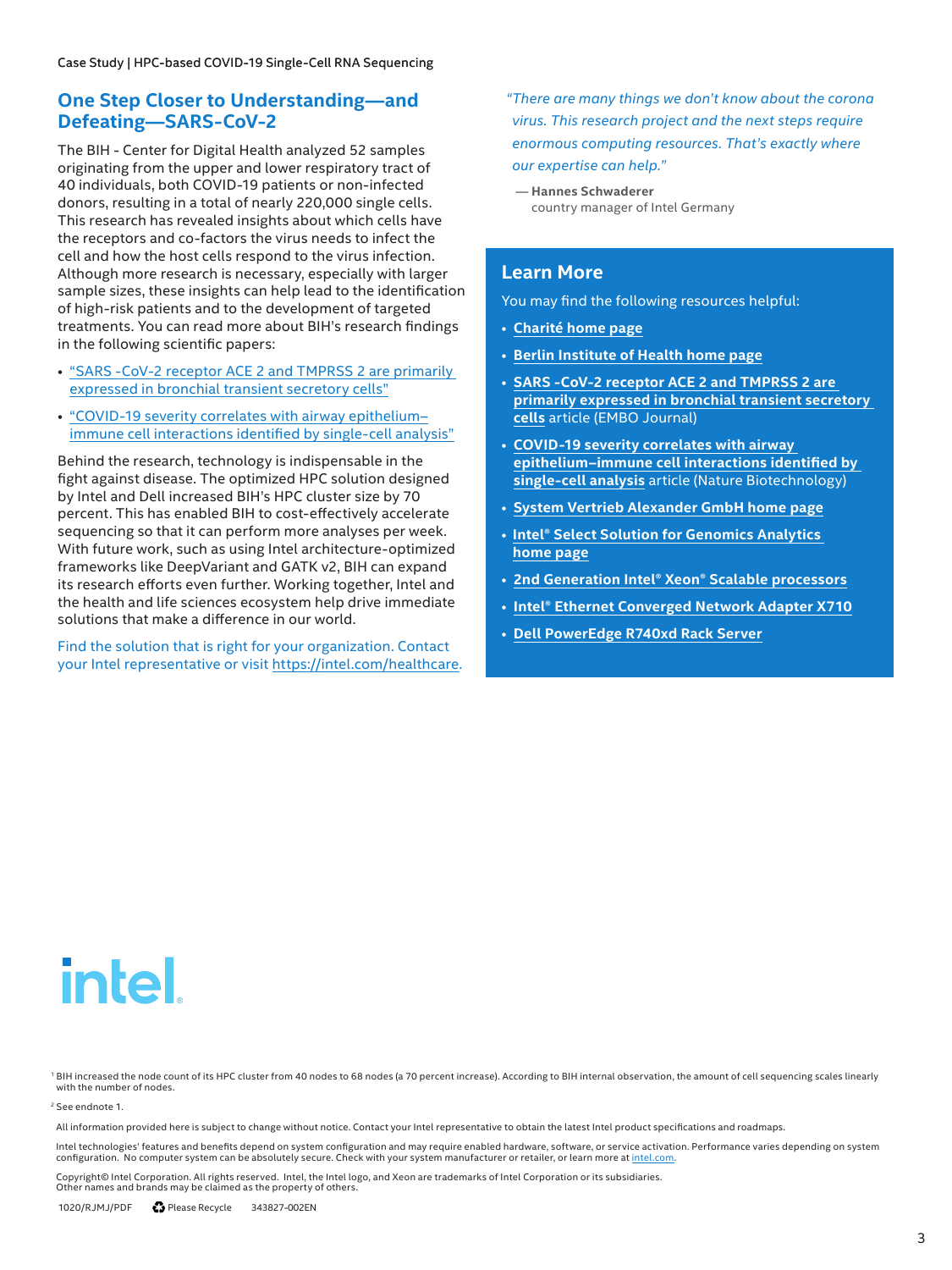## One Step Closer to Understanding—and Defeating—SARS-CoV-2

The BIH - Center for Digital Health analyzed 52 samples originating from the upper and lower respiratory tract of 40 individuals, both COVID-19 patients or non-infected donors, resulting in a total of nearly 220,000 single cells. This research has revealed insights about which cells have the receptors and co-factors the virus needs to infect the cell and how the host cells respond to the virus infection. Although more research is necessary, especially with larger sample sizes, these insights can help lead to the identification of high-risk patients and to the development of targeted treatments. You can read more about BIH's research findings in the following scientific papers:

- "SARS -CoV-2 receptor ACE 2 and TMPRSS 2 are primarily expressed in bronchial transient secretory cells"
- "COVID-19 severity correlates with airway epithelium–immune cell interactions identified by single-cell analysis"

Behind the research, technology is indispensable in the fight against disease. The optimized HPC solution designed by Intel and Dell increased BIH's HPC cluster size by 70 percent. This has enabled BIH to cost-effectively accelerate sequencing so that it can perform more analyses per week. With future work, such as using Intel architecture-optimized frameworks like DeepVariant and GATK v2, BIH can expand its research efforts even further. Working together, Intel and the health and life sciences ecosystem help drive immediate solutions that make a difference in our world.

Find the solution that is right for your organization. Contact your Intel representative or visit https://intel.com/healthcare.

*"There are many things we don't know about the corona virus. This research project and the next steps require enormous computing resources. That's exactly where our expertise can help."*

— **Hannes Schwaderer**
country manager of Intel Germany

## Learn More

You may find the following resources helpful:

- **Charité home page**
- **Berlin Institute of Health home page**
- **SARS -CoV-2 receptor ACE 2 and TMPRSS 2 are primarily expressed in bronchial transient secretory cells** article (EMBO Journal)
- **COVID-19 severity correlates with airway epithelium–immune cell interactions identified by single-cell analysis** article (Nature Biotechnology)
- **System Vertrieb Alexander GmbH home page**
- **Intel® Select Solution for Genomics Analytics home page**
- **2nd Generation Intel® Xeon® Scalable processors**
- **Intel® Ethernet Converged Network Adapter X710**
- **Dell PowerEdge R740xd Rack Server**

[1] BIH increased the node count of its HPC cluster from 40 nodes to 68 nodes (a 70 percent increase). According to BIH internal observation, the amount of cell sequencing scales linearly with the number of nodes.

[2] See endnote 1.

All information provided here is subject to change without notice. Contact your Intel representative to obtain the latest Intel product specifications and roadmaps.

Intel technologies' features and benefits depend on system configuration and may require enabled hardware, software, or service activation. Performance varies depending on system configuration. No computer system can be absolutely secure. Check with your system manufacturer or retailer, or learn more at intel.com.

Copyright© Intel Corporation. All rights reserved. Intel, the Intel logo, and Xeon are trademarks of Intel Corporation or its subsidiaries.
Other names and brands may be claimed as the property of others.

1020/RJMJ/PDF Please Recycle 343827-002EN